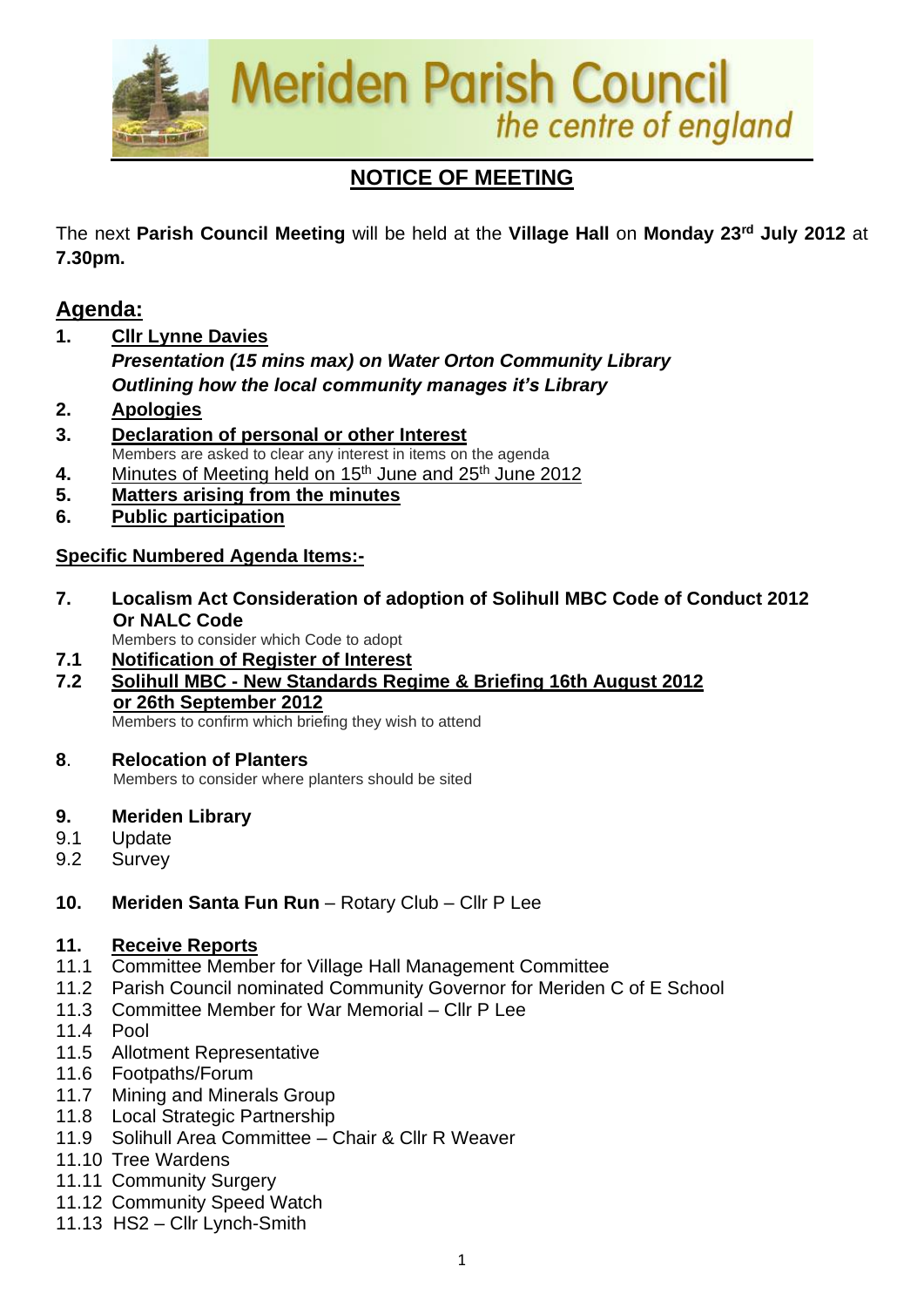# Meriden Parish Council

*the centre of england*

## NOTICE OF MEETING

The next **Parish Council Meeting** will be held at the **Village Hall** on **Monday 23rd July 2012** at **7.30pm.**

## Agenda:

1. **Cllr Lynne Davies**
   ***Presentation (15 mins max) on Water Orton Community Library***
   ***Outlining how the local community manages it's Library***
2. **Apologies**
3. **Declaration of personal or other Interest**
   Members are asked to clear any interest in items on the agenda
4. Minutes of Meeting held on 15th June and 25th June 2012
5. **Matters arising from the minutes**
6. **Public participation**

**Specific Numbered Agenda Items:-**

7. **Localism Act Consideration of adoption of Solihull MBC Code of Conduct 2012 Or NALC Code**
   Members to consider which Code to adopt

7.1 **Notification of Register of Interest**

7.2 **Solihull MBC - New Standards Regime & Briefing 16th August 2012 or 26th September 2012**
   Members to confirm which briefing they wish to attend

8. **Relocation of Planters**
   Members to consider where planters should be sited

9. **Meriden Library**

9.1 Update

9.2 Survey

10. **Meriden Santa Fun Run** – Rotary Club – Cllr P Lee

11. **Receive Reports**

11.1 Committee Member for Village Hall Management Committee

11.2 Parish Council nominated Community Governor for Meriden C of E School

11.3 Committee Member for War Memorial – Cllr P Lee

11.4 Pool

11.5 Allotment Representative

11.6 Footpaths/Forum

11.7 Mining and Minerals Group

11.8 Local Strategic Partnership

11.9 Solihull Area Committee – Chair & Cllr R Weaver

11.10 Tree Wardens

11.11 Community Surgery

11.12 Community Speed Watch

11.13 HS2 – Cllr Lynch-Smith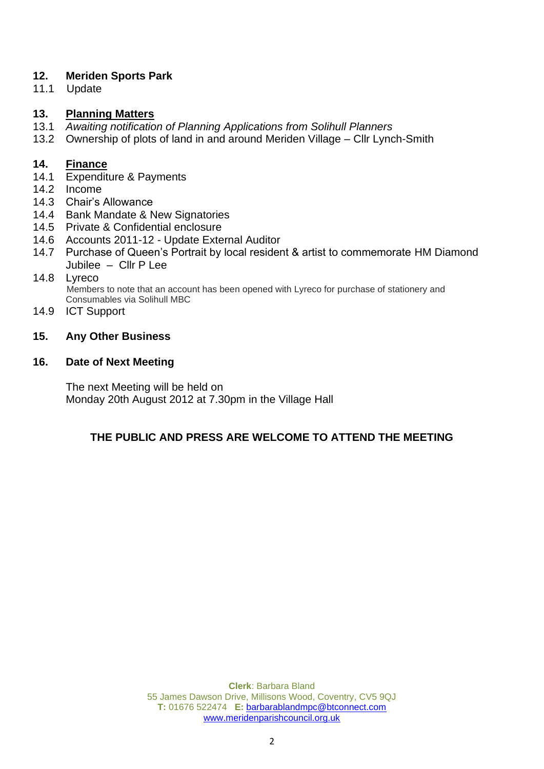**12. Meriden Sports Park**

11.1 Update

**13. <u>Planning Matters</u>**

13.1 *Awaiting notification of Planning Applications from Solihull Planners*

13.2 Ownership of plots of land in and around Meriden Village – Cllr Lynch-Smith

**14. <u>Finance</u>**

14.1 Expenditure & Payments

14.2 Income

14.3 Chair's Allowance

14.4 Bank Mandate & New Signatories

14.5 Private & Confidential enclosure

14.6 Accounts 2011-12 - Update External Auditor

14.7 Purchase of Queen's Portrait by local resident & artist to commemorate HM Diamond Jubilee – Cllr P Lee

14.8 Lyreco
Members to note that an account has been opened with Lyreco for purchase of stationery and Consumables via Solihull MBC

14.9 ICT Support

**15. Any Other Business**

**16. Date of Next Meeting**

The next Meeting will be held on
Monday 20th August 2012 at 7.30pm in the Village Hall

**THE PUBLIC AND PRESS ARE WELCOME TO ATTEND THE MEETING**

**Clerk**: Barbara Bland
55 James Dawson Drive, Millisons Wood, Coventry, CV5 9QJ
**T:** 01676 522474 **E:** barbarablandmpc@btconnect.com
www.meridenparishcouncil.org.uk